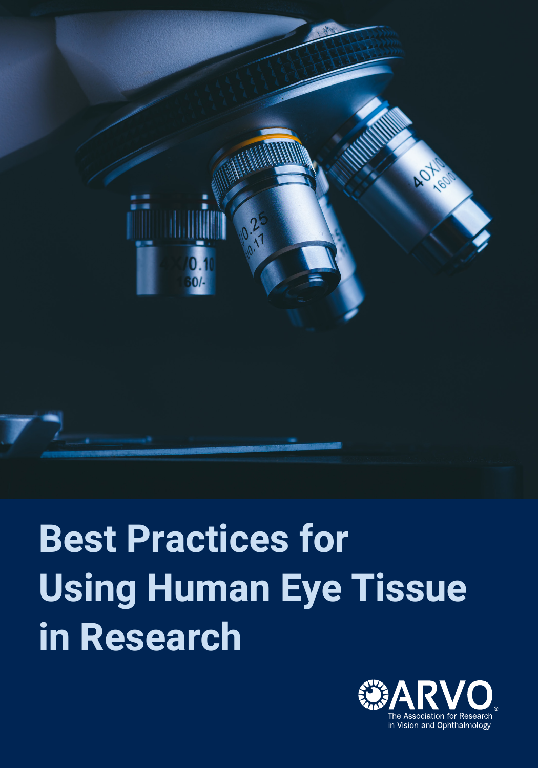# Best Practices for Using Human Eye Tissue in Research

ARVO®

The Association for Research in Vision and Ophthalmology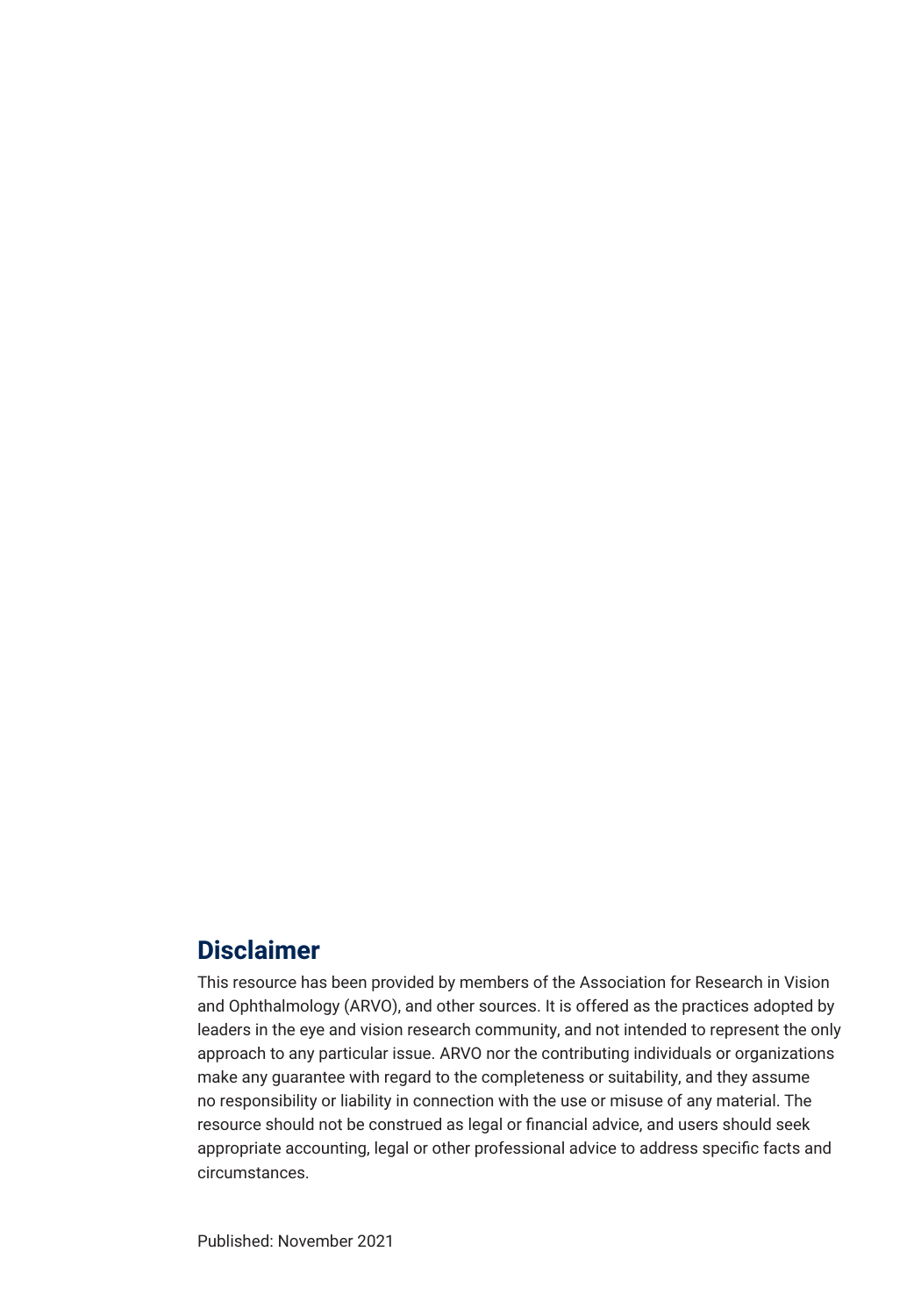## Disclaimer

This resource has been provided by members of the Association for Research in Vision and Ophthalmology (ARVO), and other sources. It is offered as the practices adopted by leaders in the eye and vision research community, and not intended to represent the only approach to any particular issue. ARVO nor the contributing individuals or organizations make any guarantee with regard to the completeness or suitability, and they assume no responsibility or liability in connection with the use or misuse of any material. The resource should not be construed as legal or financial advice, and users should seek appropriate accounting, legal or other professional advice to address specific facts and circumstances.

Published: November 2021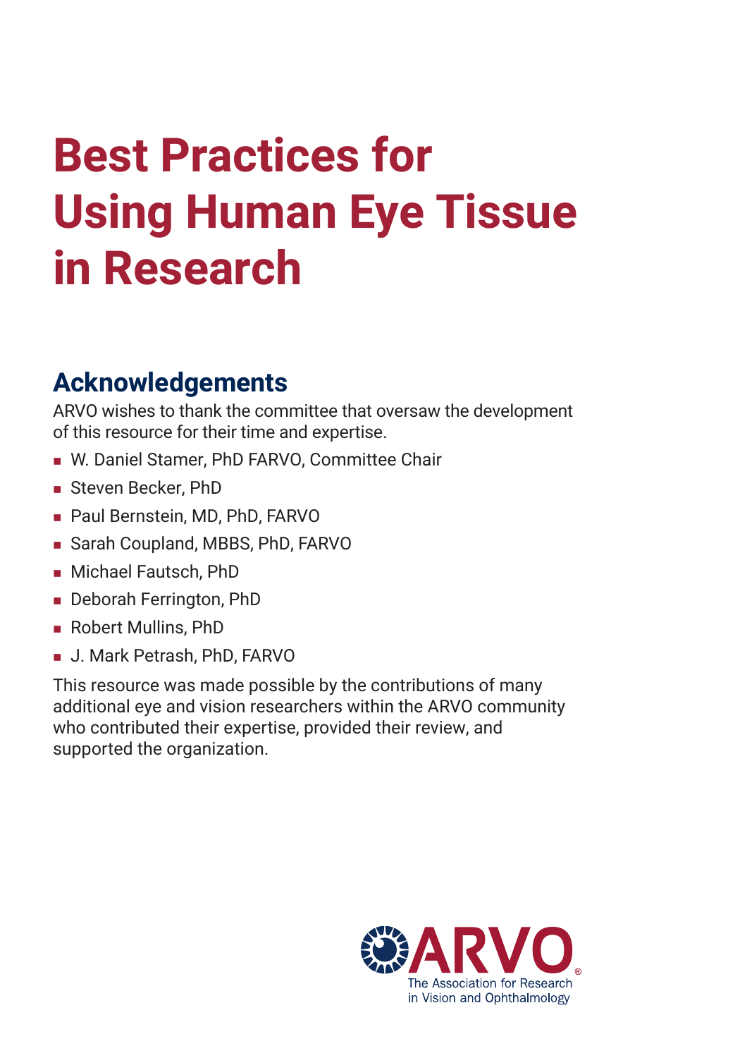# Best Practices for Using Human Eye Tissue in Research

## Acknowledgements

ARVO wishes to thank the committee that oversaw the development of this resource for their time and expertise.

- W. Daniel Stamer, PhD FARVO, Committee Chair
- Steven Becker, PhD
- Paul Bernstein, MD, PhD, FARVO
- Sarah Coupland, MBBS, PhD, FARVO
- Michael Fautsch, PhD
- Deborah Ferrington, PhD
- Robert Mullins, PhD
- J. Mark Petrash, PhD, FARVO

This resource was made possible by the contributions of many additional eye and vision researchers within the ARVO community who contributed their expertise, provided their review, and supported the organization.

ARVO®
The Association for Research in Vision and Ophthalmology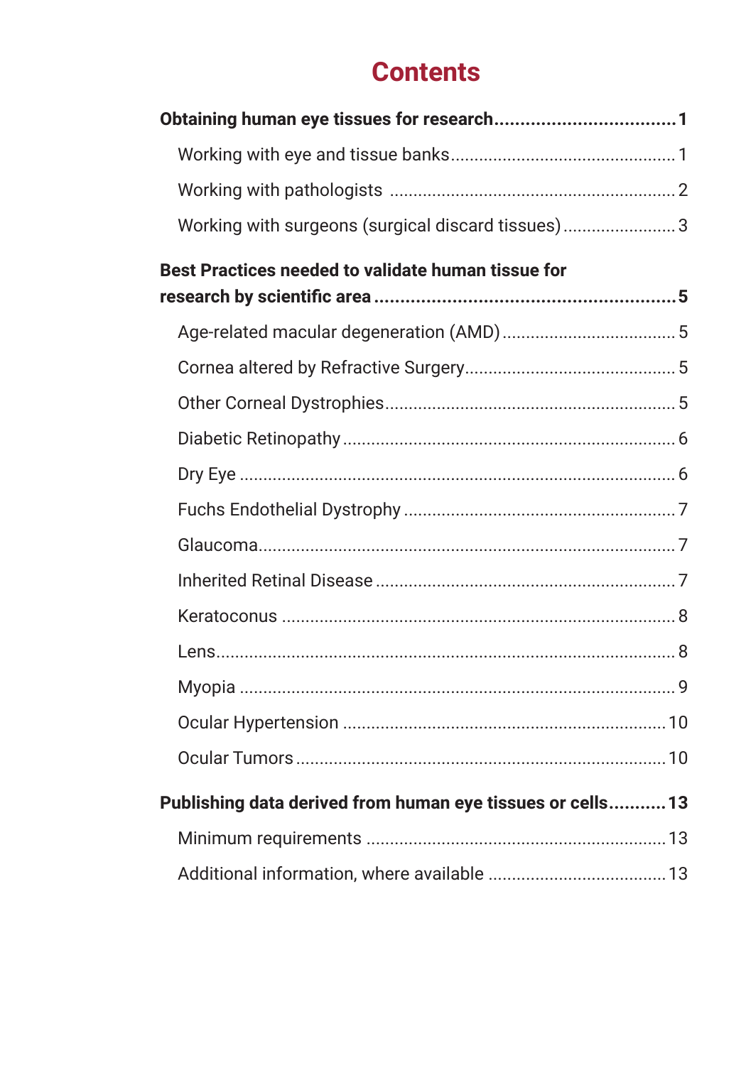# Contents

**Obtaining human eye tissues for research** ..... 1

- Working with eye and tissue banks ..... 1
- Working with pathologists ..... 2
- Working with surgeons (surgical discard tissues) ..... 3

**Best Practices needed to validate human tissue for research by scientific area** ..... 5

- Age-related macular degeneration (AMD) ..... 5
- Cornea altered by Refractive Surgery ..... 5
- Other Corneal Dystrophies ..... 5
- Diabetic Retinopathy ..... 6
- Dry Eye ..... 6
- Fuchs Endothelial Dystrophy ..... 7
- Glaucoma ..... 7
- Inherited Retinal Disease ..... 7
- Keratoconus ..... 8
- Lens ..... 8
- Myopia ..... 9
- Ocular Hypertension ..... 10
- Ocular Tumors ..... 10

**Publishing data derived from human eye tissues or cells** ..... 13

- Minimum requirements ..... 13
- Additional information, where available ..... 13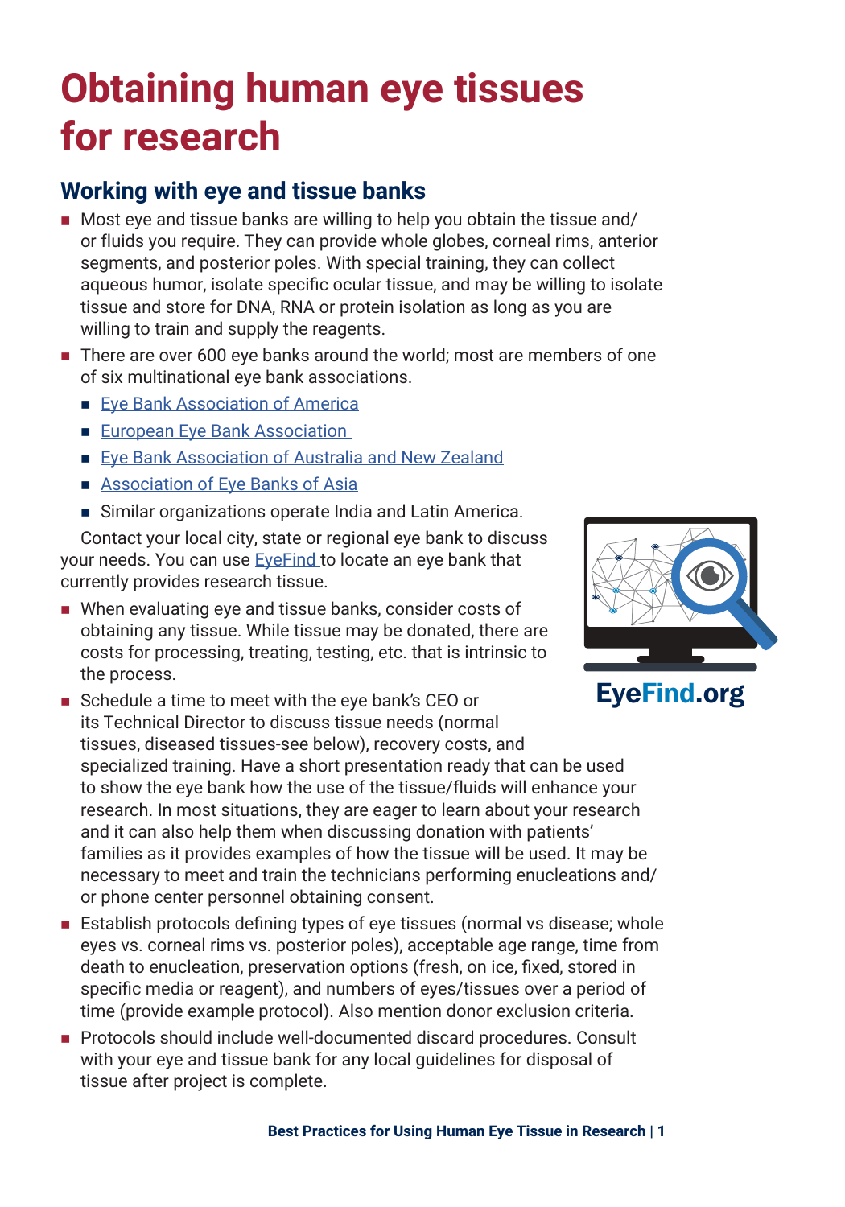# Obtaining human eye tissues for research

## Working with eye and tissue banks

- Most eye and tissue banks are willing to help you obtain the tissue and/or fluids you require. They can provide whole globes, corneal rims, anterior segments, and posterior poles. With special training, they can collect aqueous humor, isolate specific ocular tissue, and may be willing to isolate tissue and store for DNA, RNA or protein isolation as long as you are willing to train and supply the reagents.
- There are over 600 eye banks around the world; most are members of one of six multinational eye bank associations.
  - Eye Bank Association of America
  - European Eye Bank Association
  - Eye Bank Association of Australia and New Zealand
  - Association of Eye Banks of Asia
  - Similar organizations operate India and Latin America.

  Contact your local city, state or regional eye bank to discuss your needs. You can use EyeFind to locate an eye bank that currently provides research tissue.
- When evaluating eye and tissue banks, consider costs of obtaining any tissue. While tissue may be donated, there are costs for processing, treating, testing, etc. that is intrinsic to the process.
- Schedule a time to meet with the eye bank's CEO or its Technical Director to discuss tissue needs (normal tissues, diseased tissues-see below), recovery costs, and specialized training. Have a short presentation ready that can be used to show the eye bank how the use of the tissue/fluids will enhance your research. In most situations, they are eager to learn about your research and it can also help them when discussing donation with patients' families as it provides examples of how the tissue will be used. It may be necessary to meet and train the technicians performing enucleations and/or phone center personnel obtaining consent.
- Establish protocols defining types of eye tissues (normal vs disease; whole eyes vs. corneal rims vs. posterior poles), acceptable age range, time from death to enucleation, preservation options (fresh, on ice, fixed, stored in specific media or reagent), and numbers of eyes/tissues over a period of time (provide example protocol). Also mention donor exclusion criteria.
- Protocols should include well-documented discard procedures. Consult with your eye and tissue bank for any local guidelines for disposal of tissue after project is complete.

EyeFind.org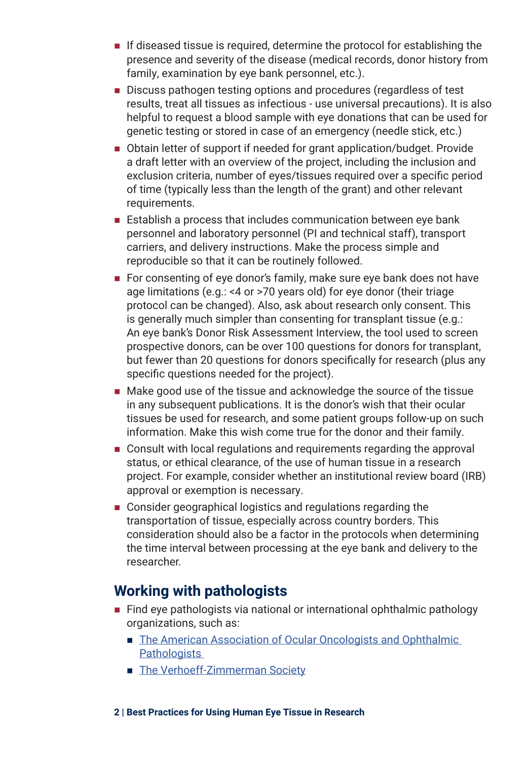- If diseased tissue is required, determine the protocol for establishing the presence and severity of the disease (medical records, donor history from family, examination by eye bank personnel, etc.).
- Discuss pathogen testing options and procedures (regardless of test results, treat all tissues as infectious - use universal precautions). It is also helpful to request a blood sample with eye donations that can be used for genetic testing or stored in case of an emergency (needle stick, etc.)
- Obtain letter of support if needed for grant application/budget. Provide a draft letter with an overview of the project, including the inclusion and exclusion criteria, number of eyes/tissues required over a specific period of time (typically less than the length of the grant) and other relevant requirements.
- Establish a process that includes communication between eye bank personnel and laboratory personnel (PI and technical staff), transport carriers, and delivery instructions. Make the process simple and reproducible so that it can be routinely followed.
- For consenting of eye donor's family, make sure eye bank does not have age limitations (e.g.: <4 or >70 years old) for eye donor (their triage protocol can be changed). Also, ask about research only consent. This is generally much simpler than consenting for transplant tissue (e.g.: An eye bank's Donor Risk Assessment Interview, the tool used to screen prospective donors, can be over 100 questions for donors for transplant, but fewer than 20 questions for donors specifically for research (plus any specific questions needed for the project).
- Make good use of the tissue and acknowledge the source of the tissue in any subsequent publications. It is the donor's wish that their ocular tissues be used for research, and some patient groups follow-up on such information. Make this wish come true for the donor and their family.
- Consult with local regulations and requirements regarding the approval status, or ethical clearance, of the use of human tissue in a research project. For example, consider whether an institutional review board (IRB) approval or exemption is necessary.
- Consider geographical logistics and regulations regarding the transportation of tissue, especially across country borders. This consideration should also be a factor in the protocols when determining the time interval between processing at the eye bank and delivery to the researcher.

## Working with pathologists

- Find eye pathologists via national or international ophthalmic pathology organizations, such as:
  - The American Association of Ocular Oncologists and Ophthalmic Pathologists
  - The Verhoeff-Zimmerman Society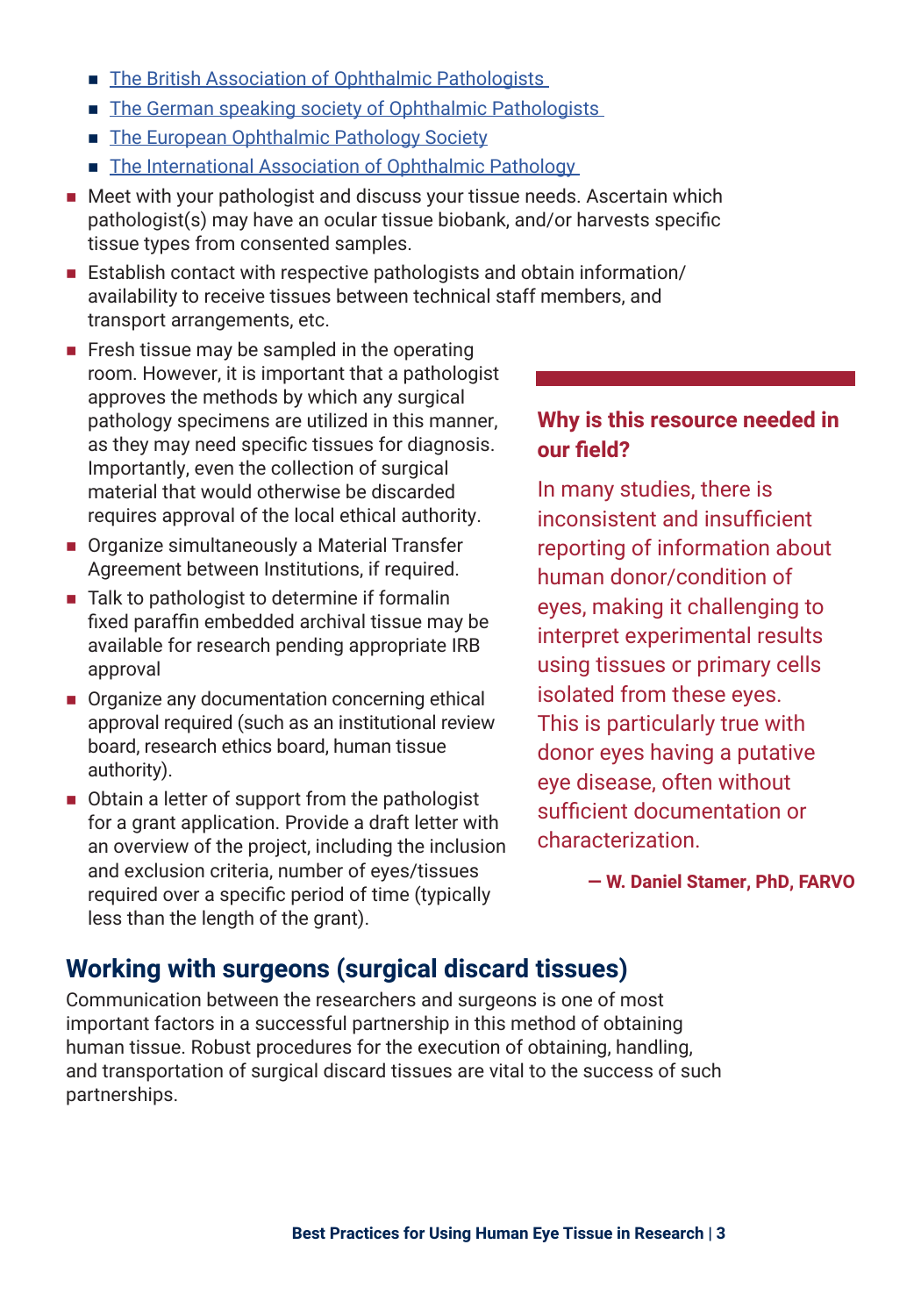- [The British Association of Ophthalmic Pathologists]()
- [The German speaking society of Ophthalmic Pathologists]()
- [The European Ophthalmic Pathology Society]()
- [The International Association of Ophthalmic Pathology]()

- Meet with your pathologist and discuss your tissue needs. Ascertain which pathologist(s) may have an ocular tissue biobank, and/or harvests specific tissue types from consented samples.
- Establish contact with respective pathologists and obtain information/ availability to receive tissues between technical staff members, and transport arrangements, etc.
- Fresh tissue may be sampled in the operating room. However, it is important that a pathologist approves the methods by which any surgical pathology specimens are utilized in this manner, as they may need specific tissues for diagnosis. Importantly, even the collection of surgical material that would otherwise be discarded requires approval of the local ethical authority.
- Organize simultaneously a Material Transfer Agreement between Institutions, if required.
- Talk to pathologist to determine if formalin fixed paraffin embedded archival tissue may be available for research pending appropriate IRB approval
- Organize any documentation concerning ethical approval required (such as an institutional review board, research ethics board, human tissue authority).
- Obtain a letter of support from the pathologist for a grant application. Provide a draft letter with an overview of the project, including the inclusion and exclusion criteria, number of eyes/tissues required over a specific period of time (typically less than the length of the grant).

**Why is this resource needed in our field?**

In many studies, there is inconsistent and insufficient reporting of information about human donor/condition of eyes, making it challenging to interpret experimental results using tissues or primary cells isolated from these eyes. This is particularly true with donor eyes having a putative eye disease, often without sufficient documentation or characterization.

**— W. Daniel Stamer, PhD, FARVO**

## Working with surgeons (surgical discard tissues)

Communication between the researchers and surgeons is one of most important factors in a successful partnership in this method of obtaining human tissue. Robust procedures for the execution of obtaining, handling, and transportation of surgical discard tissues are vital to the success of such partnerships.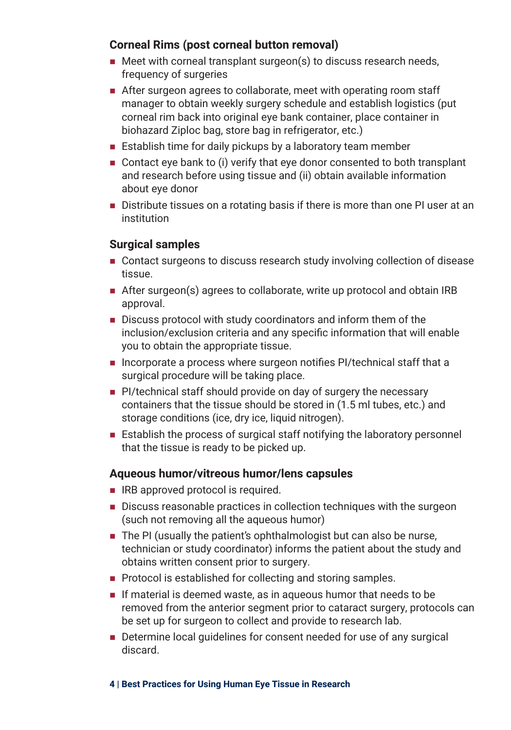### Corneal Rims (post corneal button removal)

- Meet with corneal transplant surgeon(s) to discuss research needs, frequency of surgeries
- After surgeon agrees to collaborate, meet with operating room staff manager to obtain weekly surgery schedule and establish logistics (put corneal rim back into original eye bank container, place container in biohazard Ziploc bag, store bag in refrigerator, etc.)
- Establish time for daily pickups by a laboratory team member
- Contact eye bank to (i) verify that eye donor consented to both transplant and research before using tissue and (ii) obtain available information about eye donor
- Distribute tissues on a rotating basis if there is more than one PI user at an institution

### Surgical samples

- Contact surgeons to discuss research study involving collection of disease tissue.
- After surgeon(s) agrees to collaborate, write up protocol and obtain IRB approval.
- Discuss protocol with study coordinators and inform them of the inclusion/exclusion criteria and any specific information that will enable you to obtain the appropriate tissue.
- Incorporate a process where surgeon notifies PI/technical staff that a surgical procedure will be taking place.
- PI/technical staff should provide on day of surgery the necessary containers that the tissue should be stored in (1.5 ml tubes, etc.) and storage conditions (ice, dry ice, liquid nitrogen).
- Establish the process of surgical staff notifying the laboratory personnel that the tissue is ready to be picked up.

### Aqueous humor/vitreous humor/lens capsules

- IRB approved protocol is required.
- Discuss reasonable practices in collection techniques with the surgeon (such not removing all the aqueous humor)
- The PI (usually the patient's ophthalmologist but can also be nurse, technician or study coordinator) informs the patient about the study and obtains written consent prior to surgery.
- Protocol is established for collecting and storing samples.
- If material is deemed waste, as in aqueous humor that needs to be removed from the anterior segment prior to cataract surgery, protocols can be set up for surgeon to collect and provide to research lab.
- Determine local guidelines for consent needed for use of any surgical discard.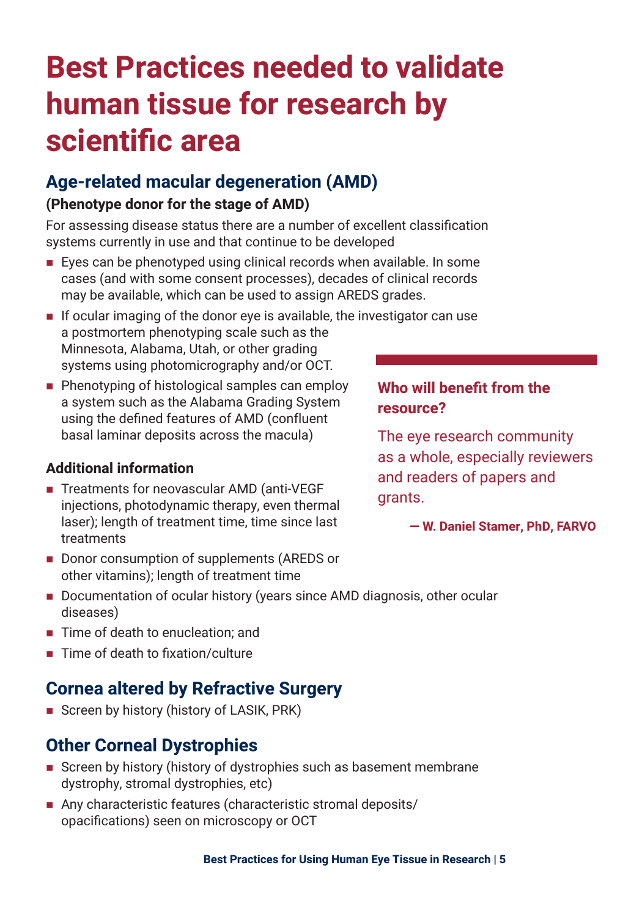# Best Practices needed to validate human tissue for research by scientific area

## Age-related macular degeneration (AMD)

**(Phenotype donor for the stage of AMD)**

For assessing disease status there are a number of excellent classification systems currently in use and that continue to be developed

- Eyes can be phenotyped using clinical records when available. In some cases (and with some consent processes), decades of clinical records may be available, which can be used to assign AREDS grades.
- If ocular imaging of the donor eye is available, the investigator can use a postmortem phenotyping scale such as the Minnesota, Alabama, Utah, or other grading systems using photomicrography and/or OCT.
- Phenotyping of histological samples can employ a system such as the Alabama Grading System using the defined features of AMD (confluent basal laminar deposits across the macula)

### Additional information

- Treatments for neovascular AMD (anti-VEGF injections, photodynamic therapy, even thermal laser); length of treatment time, time since last treatments
- Donor consumption of supplements (AREDS or other vitamins); length of treatment time
- Documentation of ocular history (years since AMD diagnosis, other ocular diseases)
- Time of death to enucleation; and
- Time of death to fixation/culture

> **Who will benefit from the resource?**
>
> The eye research community as a whole, especially reviewers and readers of papers and grants.
>
> **— W. Daniel Stamer, PhD, FARVO**

## Cornea altered by Refractive Surgery

- Screen by history (history of LASIK, PRK)

## Other Corneal Dystrophies

- Screen by history (history of dystrophies such as basement membrane dystrophy, stromal dystrophies, etc)
- Any characteristic features (characteristic stromal deposits/ opacifications) seen on microscopy or OCT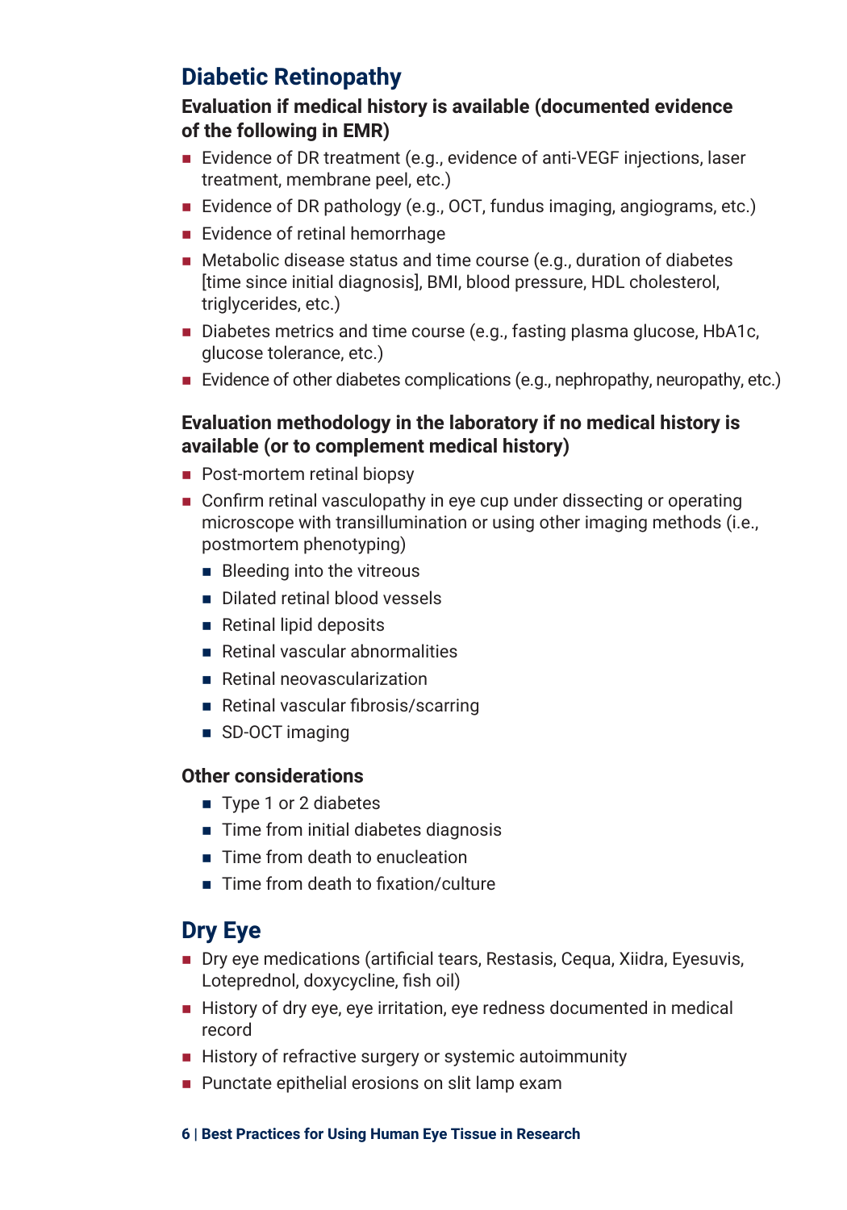## Diabetic Retinopathy

### Evaluation if medical history is available (documented evidence of the following in EMR)

- Evidence of DR treatment (e.g., evidence of anti-VEGF injections, laser treatment, membrane peel, etc.)
- Evidence of DR pathology (e.g., OCT, fundus imaging, angiograms, etc.)
- Evidence of retinal hemorrhage
- Metabolic disease status and time course (e.g., duration of diabetes [time since initial diagnosis], BMI, blood pressure, HDL cholesterol, triglycerides, etc.)
- Diabetes metrics and time course (e.g., fasting plasma glucose, HbA1c, glucose tolerance, etc.)
- Evidence of other diabetes complications (e.g., nephropathy, neuropathy, etc.)

### Evaluation methodology in the laboratory if no medical history is available (or to complement medical history)

- Post-mortem retinal biopsy
- Confirm retinal vasculopathy in eye cup under dissecting or operating microscope with transillumination or using other imaging methods (i.e., postmortem phenotyping)
  - Bleeding into the vitreous
  - Dilated retinal blood vessels
  - Retinal lipid deposits
  - Retinal vascular abnormalities
  - Retinal neovascularization
  - Retinal vascular fibrosis/scarring
  - SD-OCT imaging

### Other considerations

- Type 1 or 2 diabetes
- Time from initial diabetes diagnosis
- Time from death to enucleation
- Time from death to fixation/culture

## Dry Eye

- Dry eye medications (artificial tears, Restasis, Cequa, Xiidra, Eyesuvis, Loteprednol, doxycycline, fish oil)
- History of dry eye, eye irritation, eye redness documented in medical record
- History of refractive surgery or systemic autoimmunity
- Punctate epithelial erosions on slit lamp exam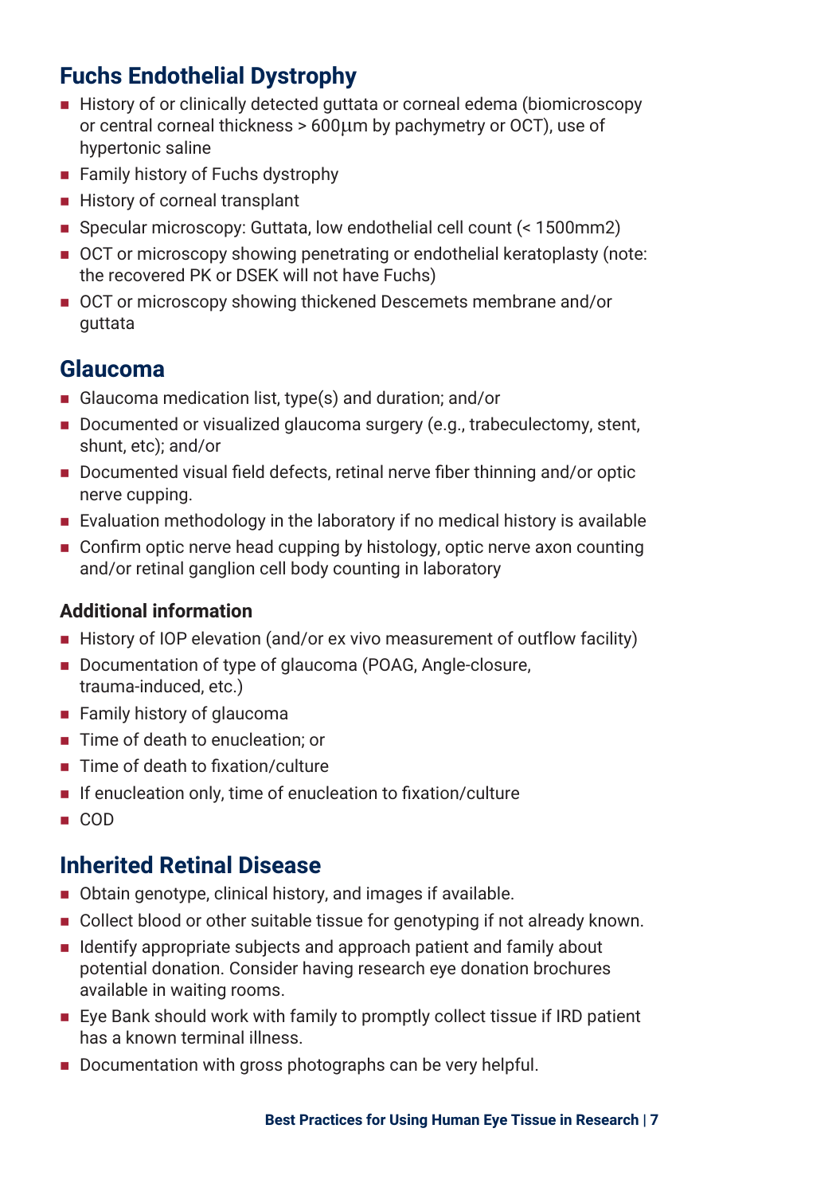## Fuchs Endothelial Dystrophy

- History of or clinically detected guttata or corneal edema (biomicroscopy or central corneal thickness > 600μm by pachymetry or OCT), use of hypertonic saline
- Family history of Fuchs dystrophy
- History of corneal transplant
- Specular microscopy: Guttata, low endothelial cell count (< 1500mm2)
- OCT or microscopy showing penetrating or endothelial keratoplasty (note: the recovered PK or DSEK will not have Fuchs)
- OCT or microscopy showing thickened Descemets membrane and/or guttata

## Glaucoma

- Glaucoma medication list, type(s) and duration; and/or
- Documented or visualized glaucoma surgery (e.g., trabeculectomy, stent, shunt, etc); and/or
- Documented visual field defects, retinal nerve fiber thinning and/or optic nerve cupping.
- Evaluation methodology in the laboratory if no medical history is available
- Confirm optic nerve head cupping by histology, optic nerve axon counting and/or retinal ganglion cell body counting in laboratory

### Additional information

- History of IOP elevation (and/or ex vivo measurement of outflow facility)
- Documentation of type of glaucoma (POAG, Angle-closure, trauma-induced, etc.)
- Family history of glaucoma
- Time of death to enucleation; or
- Time of death to fixation/culture
- If enucleation only, time of enucleation to fixation/culture
- COD

## Inherited Retinal Disease

- Obtain genotype, clinical history, and images if available.
- Collect blood or other suitable tissue for genotyping if not already known.
- Identify appropriate subjects and approach patient and family about potential donation. Consider having research eye donation brochures available in waiting rooms.
- Eye Bank should work with family to promptly collect tissue if IRD patient has a known terminal illness.
- Documentation with gross photographs can be very helpful.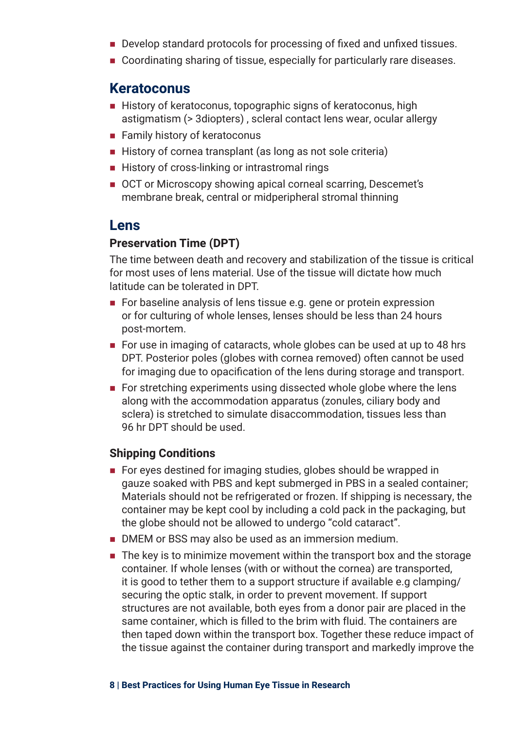- Develop standard protocols for processing of fixed and unfixed tissues.
- Coordinating sharing of tissue, especially for particularly rare diseases.

## Keratoconus

- History of keratoconus, topographic signs of keratoconus, high astigmatism (> 3diopters) , scleral contact lens wear, ocular allergy
- Family history of keratoconus
- History of cornea transplant (as long as not sole criteria)
- History of cross-linking or intrastromal rings
- OCT or Microscopy showing apical corneal scarring, Descemet's membrane break, central or midperipheral stromal thinning

## Lens

### Preservation Time (DPT)

The time between death and recovery and stabilization of the tissue is critical for most uses of lens material. Use of the tissue will dictate how much latitude can be tolerated in DPT.

- For baseline analysis of lens tissue e.g. gene or protein expression or for culturing of whole lenses, lenses should be less than 24 hours post-mortem.
- For use in imaging of cataracts, whole globes can be used at up to 48 hrs DPT. Posterior poles (globes with cornea removed) often cannot be used for imaging due to opacification of the lens during storage and transport.
- For stretching experiments using dissected whole globe where the lens along with the accommodation apparatus (zonules, ciliary body and sclera) is stretched to simulate disaccommodation, tissues less than 96 hr DPT should be used.

### Shipping Conditions

- For eyes destined for imaging studies, globes should be wrapped in gauze soaked with PBS and kept submerged in PBS in a sealed container; Materials should not be refrigerated or frozen. If shipping is necessary, the container may be kept cool by including a cold pack in the packaging, but the globe should not be allowed to undergo "cold cataract".
- DMEM or BSS may also be used as an immersion medium.
- The key is to minimize movement within the transport box and the storage container. If whole lenses (with or without the cornea) are transported, it is good to tether them to a support structure if available e.g clamping/securing the optic stalk, in order to prevent movement. If support structures are not available, both eyes from a donor pair are placed in the same container, which is filled to the brim with fluid. The containers are then taped down within the transport box. Together these reduce impact of the tissue against the container during transport and markedly improve the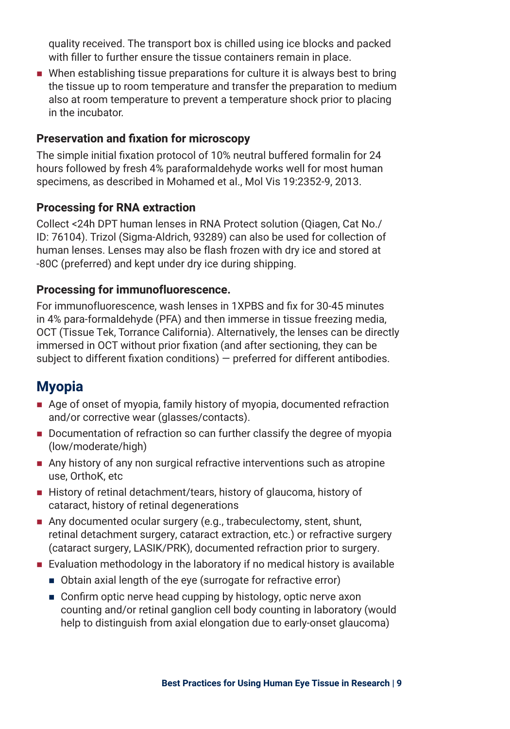quality received. The transport box is chilled using ice blocks and packed with filler to further ensure the tissue containers remain in place.

- When establishing tissue preparations for culture it is always best to bring the tissue up to room temperature and transfer the preparation to medium also at room temperature to prevent a temperature shock prior to placing in the incubator.

### Preservation and fixation for microscopy

The simple initial fixation protocol of 10% neutral buffered formalin for 24 hours followed by fresh 4% paraformaldehyde works well for most human specimens, as described in Mohamed et al., Mol Vis 19:2352-9, 2013.

### Processing for RNA extraction

Collect <24h DPT human lenses in RNA Protect solution (Qiagen, Cat No./ ID: 76104). Trizol (Sigma-Aldrich, 93289) can also be used for collection of human lenses. Lenses may also be flash frozen with dry ice and stored at -80C (preferred) and kept under dry ice during shipping.

### Processing for immunofluorescence.

For immunofluorescence, wash lenses in 1XPBS and fix for 30-45 minutes in 4% para-formaldehyde (PFA) and then immerse in tissue freezing media, OCT (Tissue Tek, Torrance California). Alternatively, the lenses can be directly immersed in OCT without prior fixation (and after sectioning, they can be subject to different fixation conditions) — preferred for different antibodies.

## Myopia

- Age of onset of myopia, family history of myopia, documented refraction and/or corrective wear (glasses/contacts).
- Documentation of refraction so can further classify the degree of myopia (low/moderate/high)
- Any history of any non surgical refractive interventions such as atropine use, OrthoK, etc
- History of retinal detachment/tears, history of glaucoma, history of cataract, history of retinal degenerations
- Any documented ocular surgery (e.g., trabeculectomy, stent, shunt, retinal detachment surgery, cataract extraction, etc.) or refractive surgery (cataract surgery, LASIK/PRK), documented refraction prior to surgery.
- Evaluation methodology in the laboratory if no medical history is available
  - Obtain axial length of the eye (surrogate for refractive error)
  - Confirm optic nerve head cupping by histology, optic nerve axon counting and/or retinal ganglion cell body counting in laboratory (would help to distinguish from axial elongation due to early-onset glaucoma)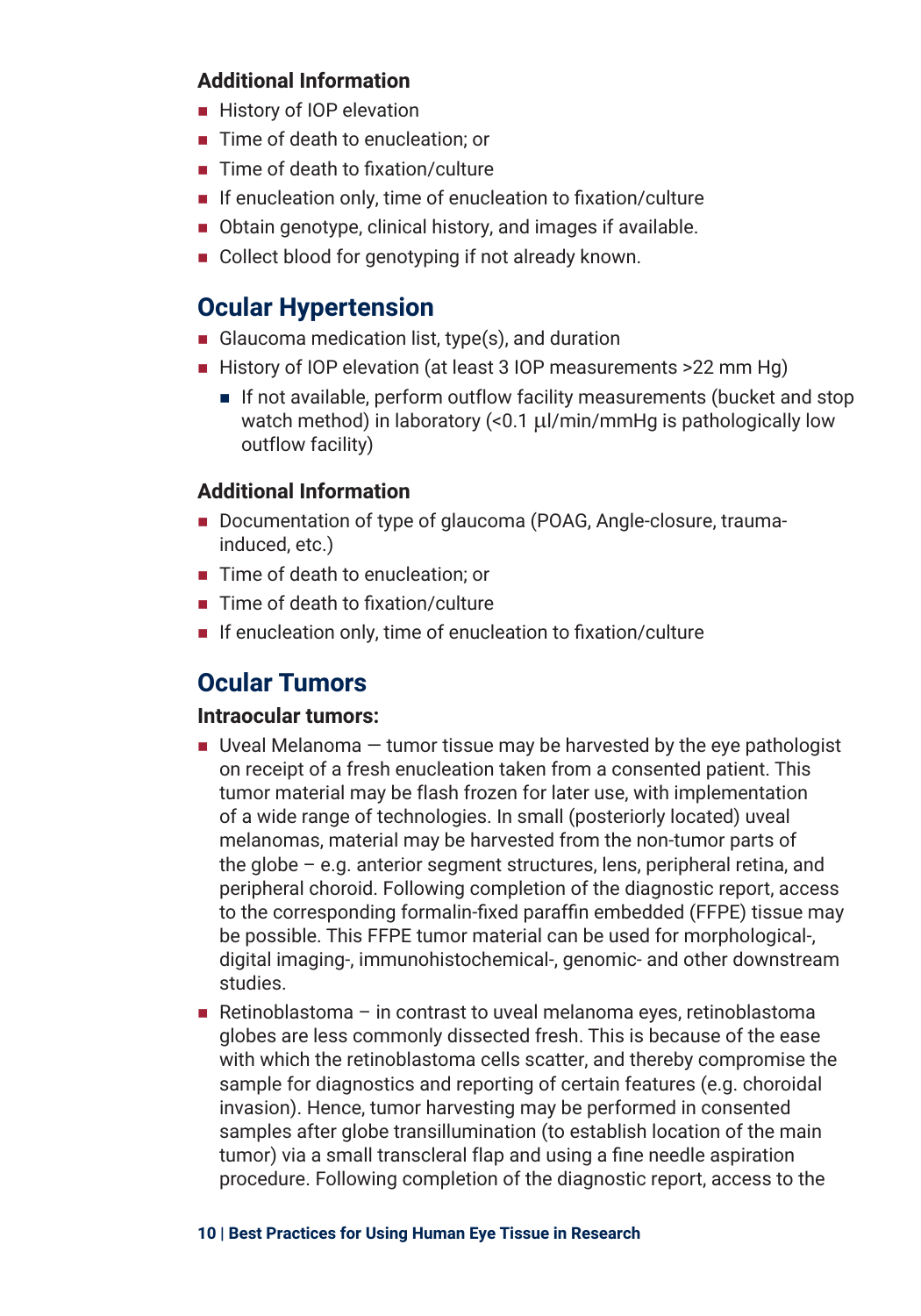### Additional Information

- History of IOP elevation
- Time of death to enucleation; or
- Time of death to fixation/culture
- If enucleation only, time of enucleation to fixation/culture
- Obtain genotype, clinical history, and images if available.
- Collect blood for genotyping if not already known.

## Ocular Hypertension

- Glaucoma medication list, type(s), and duration
- History of IOP elevation (at least 3 IOP measurements >22 mm Hg)
  - If not available, perform outflow facility measurements (bucket and stop watch method) in laboratory (<0.1 μl/min/mmHg is pathologically low outflow facility)

### Additional Information

- Documentation of type of glaucoma (POAG, Angle-closure, trauma-induced, etc.)
- Time of death to enucleation; or
- Time of death to fixation/culture
- If enucleation only, time of enucleation to fixation/culture

## Ocular Tumors

### Intraocular tumors:

- Uveal Melanoma — tumor tissue may be harvested by the eye pathologist on receipt of a fresh enucleation taken from a consented patient. This tumor material may be flash frozen for later use, with implementation of a wide range of technologies. In small (posteriorly located) uveal melanomas, material may be harvested from the non-tumor parts of the globe – e.g. anterior segment structures, lens, peripheral retina, and peripheral choroid. Following completion of the diagnostic report, access to the corresponding formalin-fixed paraffin embedded (FFPE) tissue may be possible. This FFPE tumor material can be used for morphological-, digital imaging-, immunohistochemical-, genomic- and other downstream studies.
- Retinoblastoma – in contrast to uveal melanoma eyes, retinoblastoma globes are less commonly dissected fresh. This is because of the ease with which the retinoblastoma cells scatter, and thereby compromise the sample for diagnostics and reporting of certain features (e.g. choroidal invasion). Hence, tumor harvesting may be performed in consented samples after globe transillumination (to establish location of the main tumor) via a small transcleral flap and using a fine needle aspiration procedure. Following completion of the diagnostic report, access to the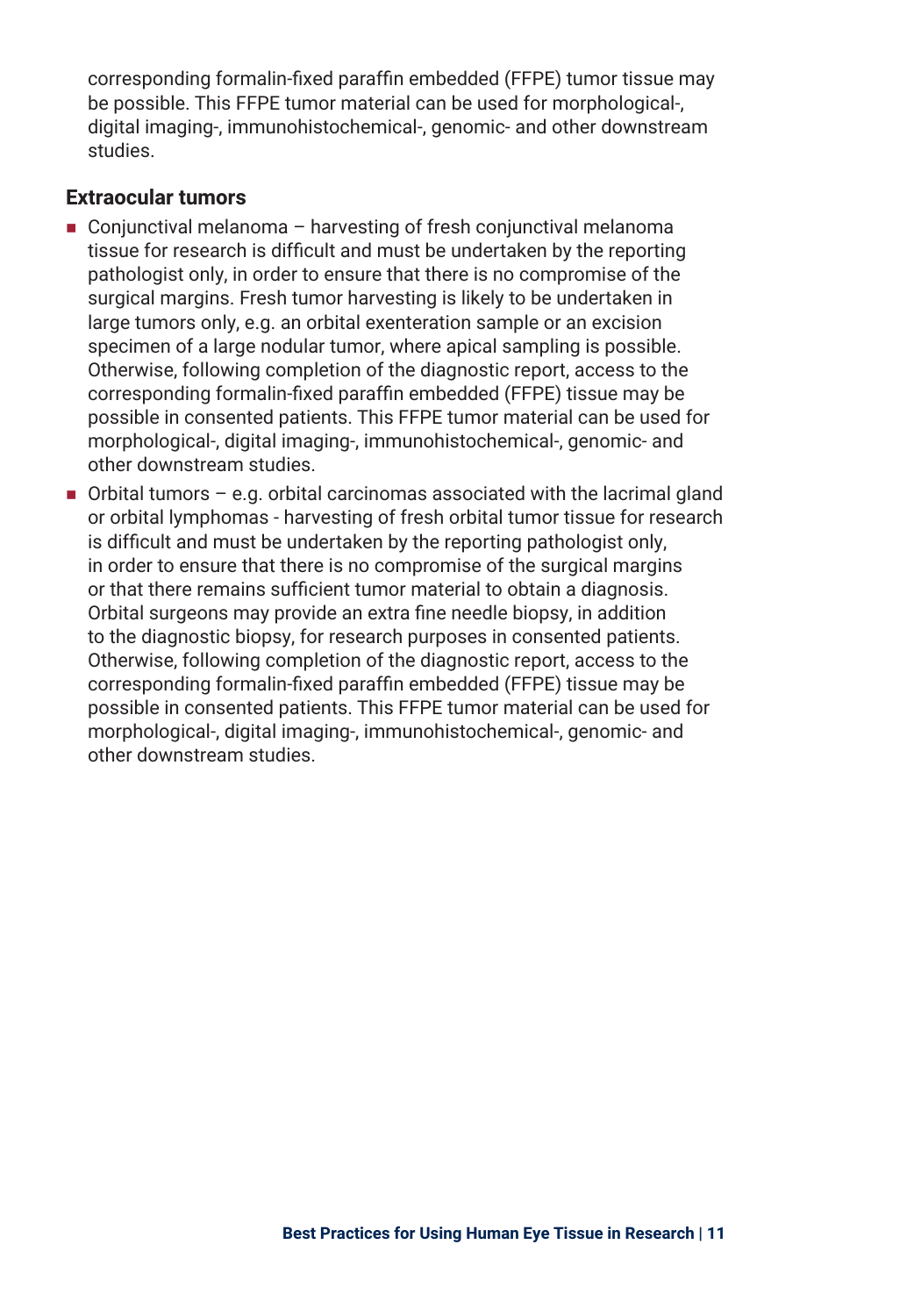corresponding formalin-fixed paraffin embedded (FFPE) tumor tissue may be possible. This FFPE tumor material can be used for morphological-, digital imaging-, immunohistochemical-, genomic- and other downstream studies.

### Extraocular tumors

- Conjunctival melanoma – harvesting of fresh conjunctival melanoma tissue for research is difficult and must be undertaken by the reporting pathologist only, in order to ensure that there is no compromise of the surgical margins. Fresh tumor harvesting is likely to be undertaken in large tumors only, e.g. an orbital exenteration sample or an excision specimen of a large nodular tumor, where apical sampling is possible. Otherwise, following completion of the diagnostic report, access to the corresponding formalin-fixed paraffin embedded (FFPE) tissue may be possible in consented patients. This FFPE tumor material can be used for morphological-, digital imaging-, immunohistochemical-, genomic- and other downstream studies.
- Orbital tumors – e.g. orbital carcinomas associated with the lacrimal gland or orbital lymphomas - harvesting of fresh orbital tumor tissue for research is difficult and must be undertaken by the reporting pathologist only, in order to ensure that there is no compromise of the surgical margins or that there remains sufficient tumor material to obtain a diagnosis. Orbital surgeons may provide an extra fine needle biopsy, in addition to the diagnostic biopsy, for research purposes in consented patients. Otherwise, following completion of the diagnostic report, access to the corresponding formalin-fixed paraffin embedded (FFPE) tissue may be possible in consented patients. This FFPE tumor material can be used for morphological-, digital imaging-, immunohistochemical-, genomic- and other downstream studies.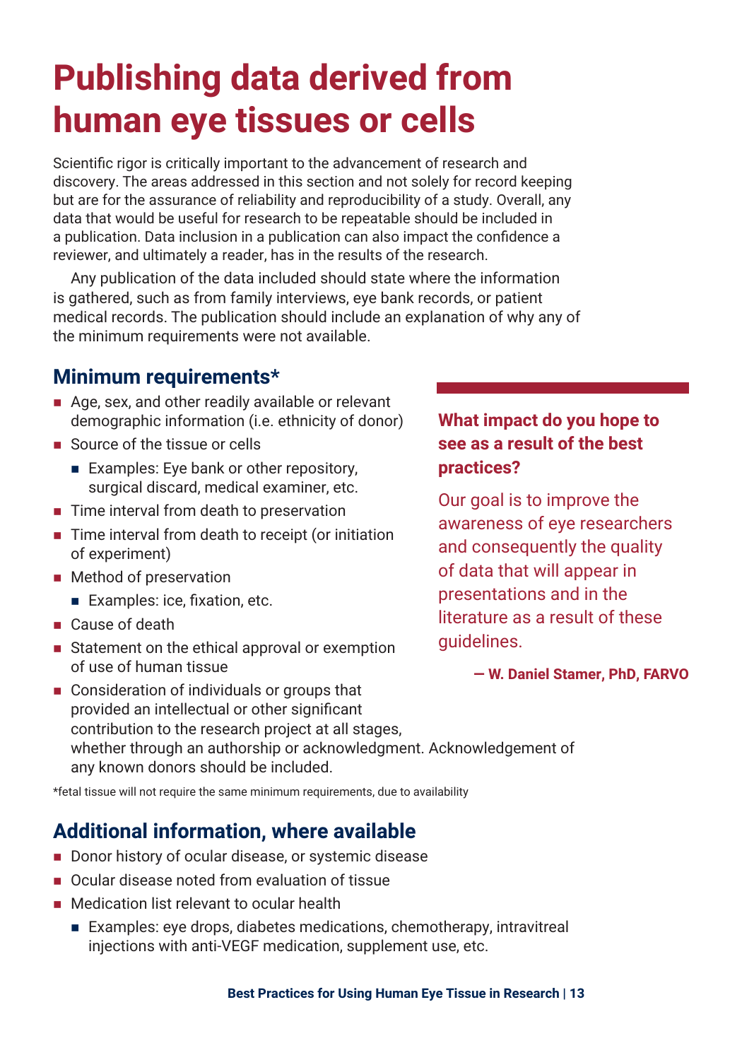# Publishing data derived from human eye tissues or cells

Scientific rigor is critically important to the advancement of research and discovery. The areas addressed in this section and not solely for record keeping but are for the assurance of reliability and reproducibility of a study. Overall, any data that would be useful for research to be repeatable should be included in a publication. Data inclusion in a publication can also impact the confidence a reviewer, and ultimately a reader, has in the results of the research.

Any publication of the data included should state where the information is gathered, such as from family interviews, eye bank records, or patient medical records. The publication should include an explanation of why any of the minimum requirements were not available.

## Minimum requirements*

- Age, sex, and other readily available or relevant demographic information (i.e. ethnicity of donor)
- Source of the tissue or cells
  - Examples: Eye bank or other repository, surgical discard, medical examiner, etc.
- Time interval from death to preservation
- Time interval from death to receipt (or initiation of experiment)
- Method of preservation
  - Examples: ice, fixation, etc.
- Cause of death
- Statement on the ethical approval or exemption of use of human tissue
- Consideration of individuals or groups that provided an intellectual or other significant contribution to the research project at all stages, whether through an authorship or acknowledgment. Acknowledgement of any known donors should be included.

*fetal tissue will not require the same minimum requirements, due to availability

**What impact do you hope to see as a result of the best practices?**

Our goal is to improve the awareness of eye researchers and consequently the quality of data that will appear in presentations and in the literature as a result of these guidelines.

**— W. Daniel Stamer, PhD, FARVO**

## Additional information, where available

- Donor history of ocular disease, or systemic disease
- Ocular disease noted from evaluation of tissue
- Medication list relevant to ocular health
  - Examples: eye drops, diabetes medications, chemotherapy, intravitreal injections with anti-VEGF medication, supplement use, etc.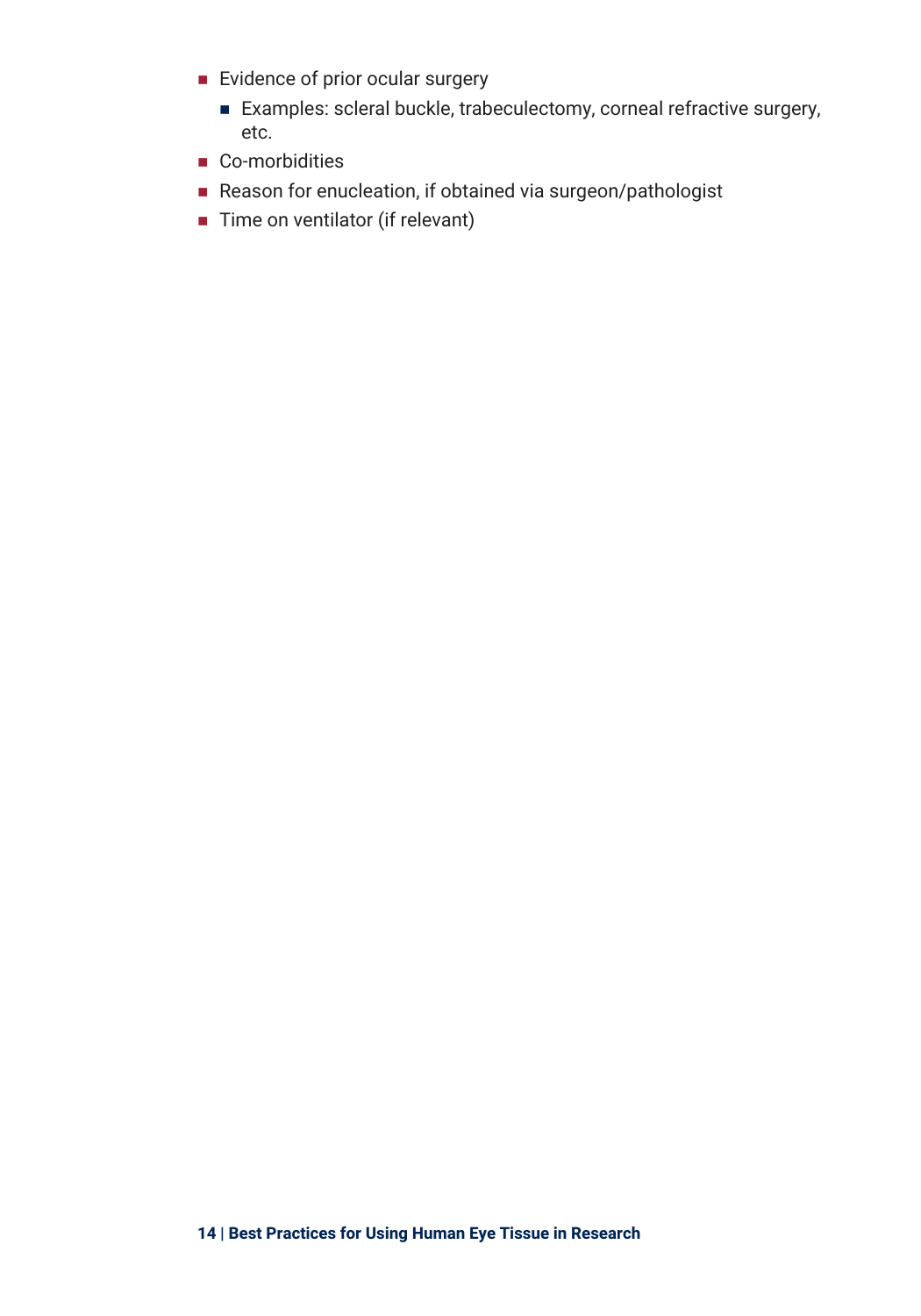- Evidence of prior ocular surgery
  - Examples: scleral buckle, trabeculectomy, corneal refractive surgery, etc.
- Co-morbidities
- Reason for enucleation, if obtained via surgeon/pathologist
- Time on ventilator (if relevant)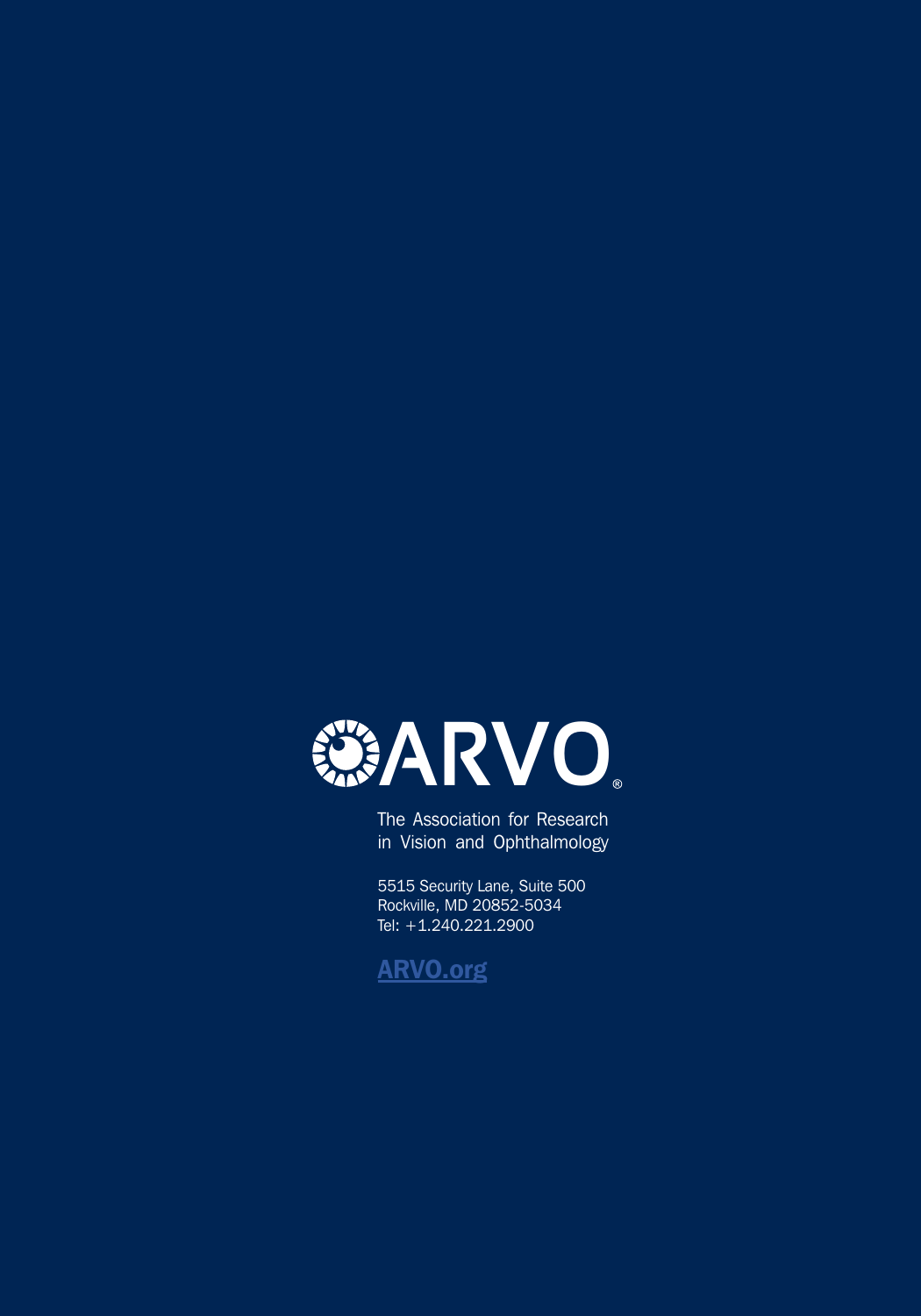ARVO®

The Association for Research in Vision and Ophthalmology

5515 Security Lane, Suite 500
Rockville, MD 20852-5034
Tel: +1.240.221.2900

ARVO.org